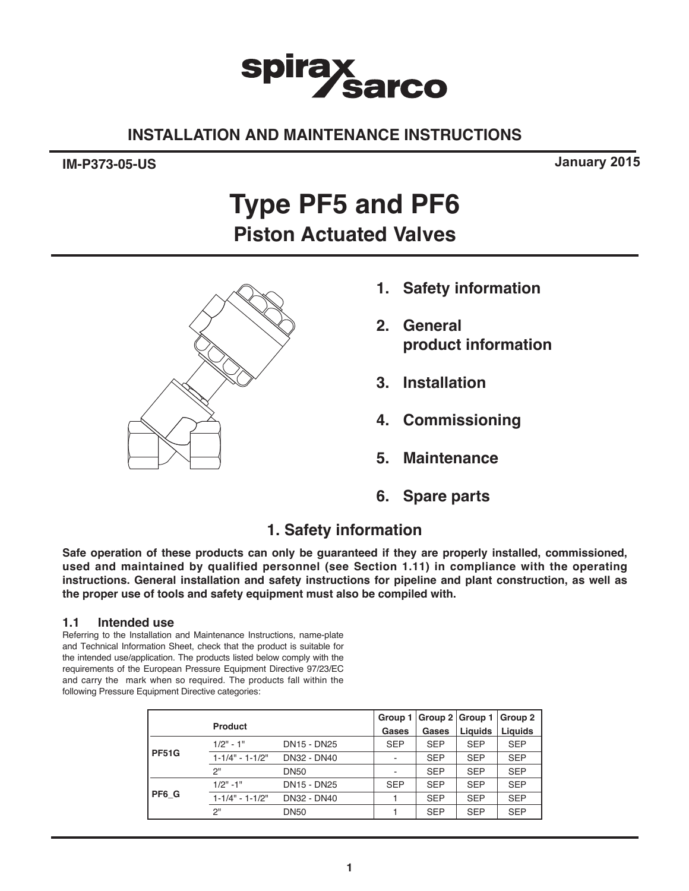# spirax sarco

## INSTALLATION AND MAINTENANCE INSTRUCTIONS

**IM-P373-05-US** **January 2015**

# Type PF5 and PF6

## Piston Actuated Valves

1. **Safety information**
2. **General product information**
3. **Installation**
4. **Commissioning**
5. **Maintenance**
6. **Spare parts**

## 1. Safety information

**Safe operation of these products can only be guaranteed if they are properly installed, commissioned, used and maintained by qualified personnel (see Section 1.11) in compliance with the operating instructions. General installation and safety instructions for pipeline and plant construction, as well as the proper use of tools and safety equipment must also be compiled with.**

### 1.1 Intended use

Referring to the Installation and Maintenance Instructions, name-plate and Technical Information Sheet, check that the product is suitable for the intended use/application. The products listed below comply with the requirements of the European Pressure Equipment Directive 97/23/EC and carry the  mark when so required. The products fall within the following Pressure Equipment Directive categories:

| Product | | | Group 1 Gases | Group 2 Gases | Group 1 Liquids | Group 2 Liquids |
|---|---|---|---|---|---|---|
| PF51G | 1/2" - 1" | DN15 - DN25 | SEP | SEP | SEP | SEP |
| | 1-1/4" - 1-1/2" | DN32 - DN40 | - | SEP | SEP | SEP |
| | 2" | DN50 | - | SEP | SEP | SEP |
| PF6_G | 1/2" -1" | DN15 - DN25 | SEP | SEP | SEP | SEP |
| | 1-1/4" - 1-1/2" | DN32 - DN40 | 1 | SEP | SEP | SEP |
| | 2" | DN50 | 1 | SEP | SEP | SEP |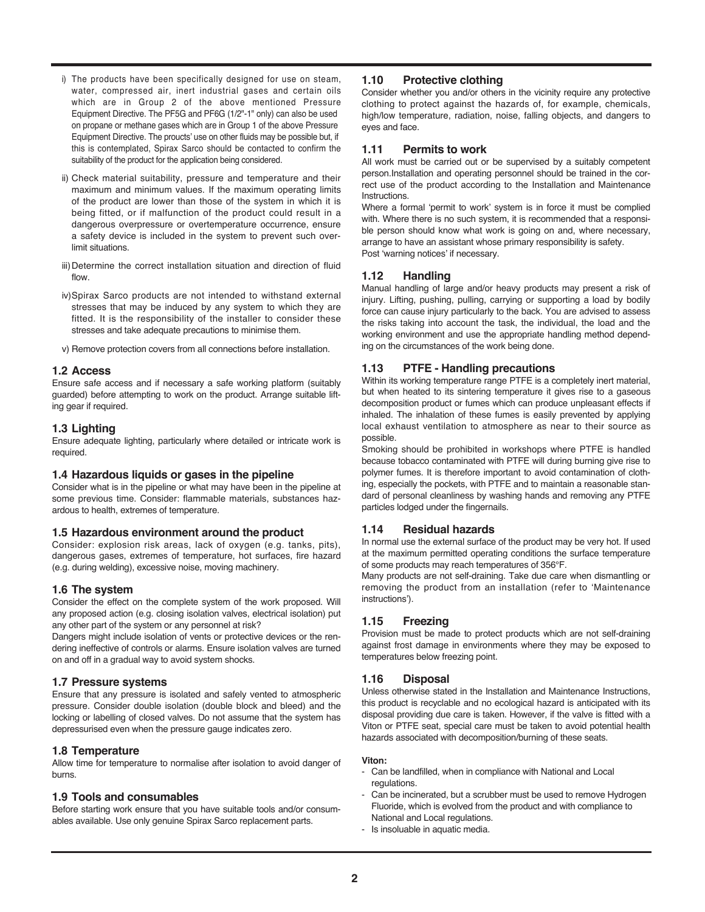i) The products have been specifically designed for use on steam, water, compressed air, inert industrial gases and certain oils which are in Group 2 of the above mentioned Pressure Equipment Directive. The PF5G and PF6G (1/2"-1" only) can also be used on propane or methane gases which are in Group 1 of the above Pressure Equipment Directive. The proucts' use on other fluids may be possible but, if this is contemplated, Spirax Sarco should be contacted to confirm the suitability of the product for the application being considered.

ii) Check material suitability, pressure and temperature and their maximum and minimum values. If the maximum operating limits of the product are lower than those of the system in which it is being fitted, or if malfunction of the product could result in a dangerous overpressure or overtemperature occurrence, ensure a safety device is included in the system to prevent such over-limit situations.

iii) Determine the correct installation situation and direction of fluid flow.

iv) Spirax Sarco products are not intended to withstand external stresses that may be induced by any system to which they are fitted. It is the responsibility of the installer to consider these stresses and take adequate precautions to minimise them.

v) Remove protection covers from all connections before installation.

### 1.2 Access

Ensure safe access and if necessary a safe working platform (suitably guarded) before attempting to work on the product. Arrange suitable lifting gear if required.

### 1.3 Lighting

Ensure adequate lighting, particularly where detailed or intricate work is required.

### 1.4 Hazardous liquids or gases in the pipeline

Consider what is in the pipeline or what may have been in the pipeline at some previous time. Consider: flammable materials, substances hazardous to health, extremes of temperature.

### 1.5 Hazardous environment around the product

Consider: explosion risk areas, lack of oxygen (e.g. tanks, pits), dangerous gases, extremes of temperature, hot surfaces, fire hazard (e.g. during welding), excessive noise, moving machinery.

### 1.6 The system

Consider the effect on the complete system of the work proposed. Will any proposed action (e.g. closing isolation valves, electrical isolation) put any other part of the system or any personnel at risk?

Dangers might include isolation of vents or protective devices or the rendering ineffective of controls or alarms. Ensure isolation valves are turned on and off in a gradual way to avoid system shocks.

### 1.7 Pressure systems

Ensure that any pressure is isolated and safely vented to atmospheric pressure. Consider double isolation (double block and bleed) and the locking or labelling of closed valves. Do not assume that the system has depressurised even when the pressure gauge indicates zero.

### 1.8 Temperature

Allow time for temperature to normalise after isolation to avoid danger of burns.

### 1.9 Tools and consumables

Before starting work ensure that you have suitable tools and/or consumables available. Use only genuine Spirax Sarco replacement parts.

### 1.10 Protective clothing

Consider whether you and/or others in the vicinity require any protective clothing to protect against the hazards of, for example, chemicals, high/low temperature, radiation, noise, falling objects, and dangers to eyes and face.

### 1.11 Permits to work

All work must be carried out or be supervised by a suitably competent person.Installation and operating personnel should be trained in the correct use of the product according to the Installation and Maintenance Instructions.

Where a formal 'permit to work' system is in force it must be complied with. Where there is no such system, it is recommended that a responsible person should know what work is going on and, where necessary, arrange to have an assistant whose primary responsibility is safety.

Post 'warning notices' if necessary.

### 1.12 Handling

Manual handling of large and/or heavy products may present a risk of injury. Lifting, pushing, pulling, carrying or supporting a load by bodily force can cause injury particularly to the back. You are advised to assess the risks taking into account the task, the individual, the load and the working environment and use the appropriate handling method depending on the circumstances of the work being done.

### 1.13 PTFE - Handling precautions

Within its working temperature range PTFE is a completely inert material, but when heated to its sintering temperature it gives rise to a gaseous decomposition product or fumes which can produce unpleasant effects if inhaled. The inhalation of these fumes is easily prevented by applying local exhaust ventilation to atmosphere as near to their source as possible.

Smoking should be prohibited in workshops where PTFE is handled because tobacco contaminated with PTFE will during burning give rise to polymer fumes. It is therefore important to avoid contamination of clothing, especially the pockets, with PTFE and to maintain a reasonable standard of personal cleanliness by washing hands and removing any PTFE particles lodged under the fingernails.

### 1.14 Residual hazards

In normal use the external surface of the product may be very hot. If used at the maximum permitted operating conditions the surface temperature of some products may reach temperatures of 356°F.

Many products are not self-draining. Take due care when dismantling or removing the product from an installation (refer to 'Maintenance instructions').

### 1.15 Freezing

Provision must be made to protect products which are not self-draining against frost damage in environments where they may be exposed to temperatures below freezing point.

### 1.16 Disposal

Unless otherwise stated in the Installation and Maintenance Instructions, this product is recyclable and no ecological hazard is anticipated with its disposal providing due care is taken. However, if the valve is fitted with a Viton or PTFE seat, special care must be taken to avoid potential health hazards associated with decomposition/burning of these seats.

**Viton:**

- Can be landfilled, when in compliance with National and Local regulations.
- Can be incinerated, but a scrubber must be used to remove Hydrogen Fluoride, which is evolved from the product and with compliance to National and Local regulations.
- Is insoluable in aquatic media.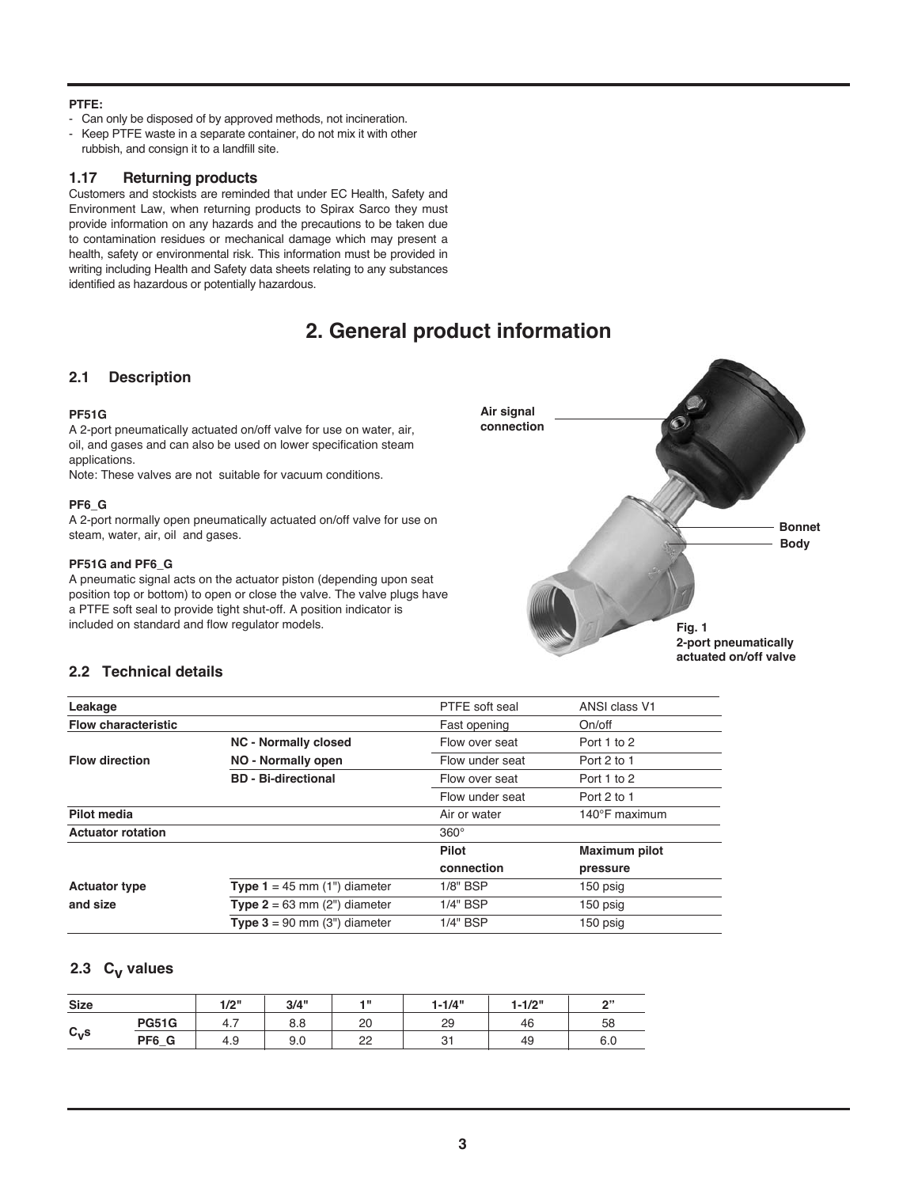**PTFE:**

- Can only be disposed of by approved methods, not incineration.
- Keep PTFE waste in a separate container, do not mix it with other rubbish, and consign it to a landfill site.

### 1.17 Returning products

Customers and stockists are reminded that under EC Health, Safety and Environment Law, when returning products to Spirax Sarco they must provide information on any hazards and the precautions to be taken due to contamination residues or mechanical damage which may present a health, safety or environmental risk. This information must be provided in writing including Health and Safety data sheets relating to any substances identified as hazardous or potentially hazardous.

# 2. General product information

## 2.1 Description

**PF51G**

A 2-port pneumatically actuated on/off valve for use on water, air, oil, and gases and can also be used on lower specification steam applications.

Note: These valves are not suitable for vacuum conditions.

**PF6_G**

A 2-port normally open pneumatically actuated on/off valve for use on steam, water, air, oil and gases.

**PF51G and PF6_G**

A pneumatic signal acts on the actuator piston (depending upon seat position top or bottom) to open or close the valve. The valve plugs have a PTFE soft seal to provide tight shut-off. A position indicator is included on standard and flow regulator models.

Air signal connection

Bonnet

Body

**Fig. 1**
**2-port pneumatically actuated on/off valve**

## 2.2 Technical details

| | | | |
|---|---|---|---|
| **Leakage** | | PTFE soft seal | ANSI class V1 |
| **Flow characteristic** | | Fast opening | On/off |
| **Flow direction** | **NC - Normally closed** | Flow over seat | Port 1 to 2 |
| | **NO - Normally open** | Flow under seat | Port 2 to 1 |
| | **BD - Bi-directional** | Flow over seat | Port 1 to 2 |
| | | Flow under seat | Port 2 to 1 |
| **Pilot media** | | Air or water | 140°F maximum |
| **Actuator rotation** | | 360° | |
| | | **Pilot connection** | **Maximum pilot pressure** |
| **Actuator type and size** | **Type 1** = 45 mm (1") diameter | 1/8" BSP | 150 psig |
| | **Type 2** = 63 mm (2") diameter | 1/4" BSP | 150 psig |
| | **Type 3** = 90 mm (3") diameter | 1/4" BSP | 150 psig |

## 2.3 $C_V$ values

| Size | | 1/2" | 3/4" | 1" | 1-1/4" | 1-1/2" | 2" |
|---|---|---|---|---|---|---|---|
| $C_V$s | **PG51G** | 4.7 | 8.8 | 20 | 29 | 46 | 58 |
| | **PF6_G** | 4.9 | 9.0 | 22 | 31 | 49 | 6.0 |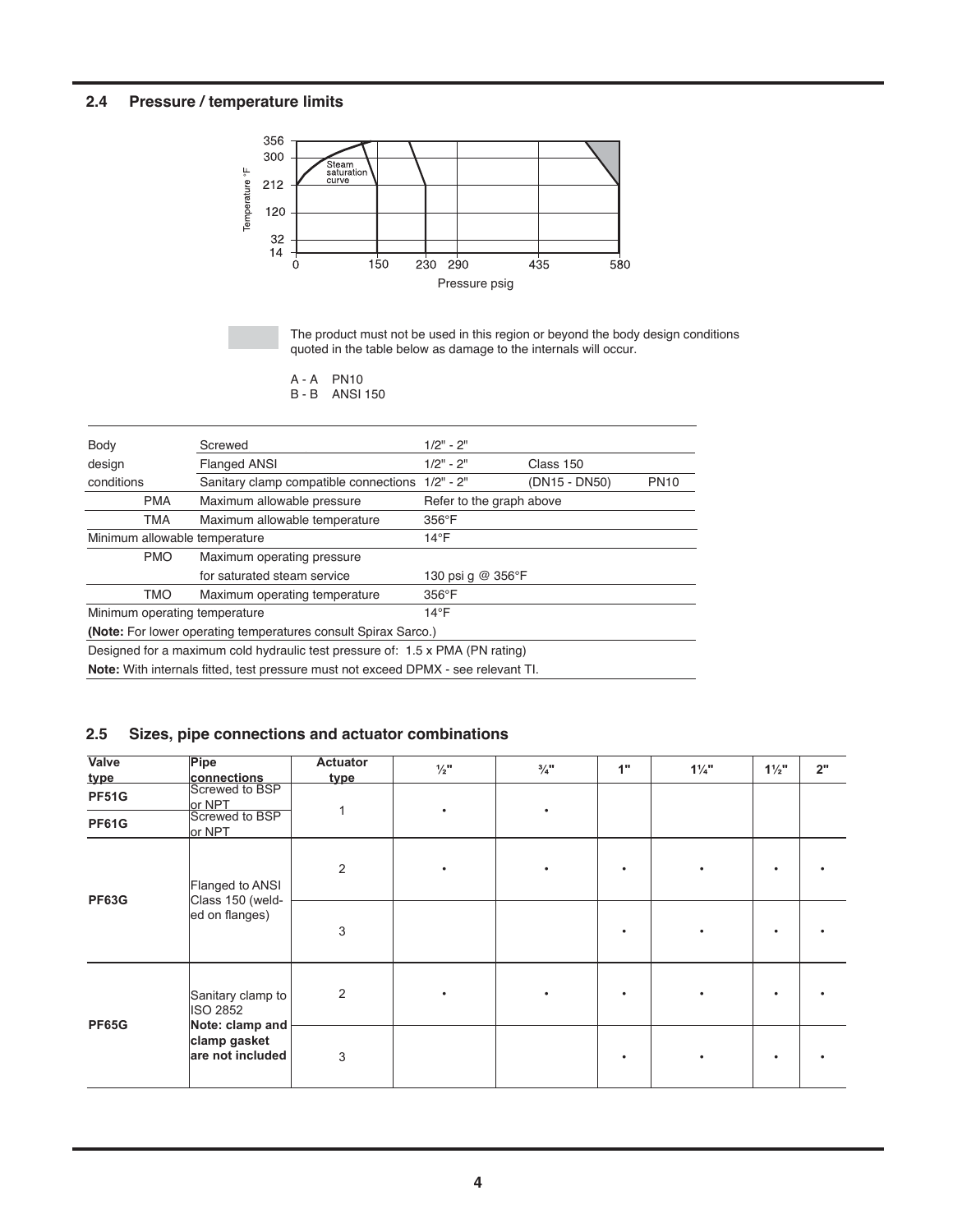## 2.4 Pressure / temperature limits

The product must not be used in this region or beyond the body design conditions quoted in the table below as damage to the internals will occur.

A - A PN10
B - B ANSI 150

| | | | | |
|---|---|---|---|---|
| Body design conditions | Screwed | 1/2" - 2" | | |
| | Flanged ANSI | 1/2" - 2" | Class 150 | |
| | Sanitary clamp compatible connections | 1/2" - 2" | (DN15 - DN50) | PN10 |
| PMA | Maximum allowable pressure | Refer to the graph above | | |
| TMA | Maximum allowable temperature | 356°F | | |
| Minimum allowable temperature | | 14°F | | |
| PMO | Maximum operating pressure for saturated steam service | 130 psi g @ 356°F | | |
| TMO | Maximum operating temperature | 356°F | | |
| Minimum operating temperature | | 14°F | | |
| **(Note:** For lower operating temperatures consult Spirax Sarco.) | | | | |
| Designed for a maximum cold hydraulic test pressure of: 1.5 x PMA (PN rating) | | | | |
| **Note:** With internals fitted, test pressure must not exceed DPMX - see relevant TI. | | | | |

## 2.5 Sizes, pipe connections and actuator combinations

| Valve type | Pipe connections | Actuator type | ½" | ¾" | 1" | 1¼" | 1½" | 2" |
|---|---|---|---|---|---|---|---|---|
| **PF51G** | Screwed to BSP or NPT | 1 | • | • | | | | |
| **PF61G** | Screwed to BSP or NPT | 1 | • | • | | | | |
| **PF63G** | Flanged to ANSI Class 150 (weld-ed on flanges) | 2 | • | • | • | • | • | • |
| | | 3 | | | • | • | • | • |
| **PF65G** | Sanitary clamp to ISO 2852 **Note: clamp and clamp gasket are not included** | 2 | • | • | • | • | • | • |
| | | 3 | | | • | • | • | • |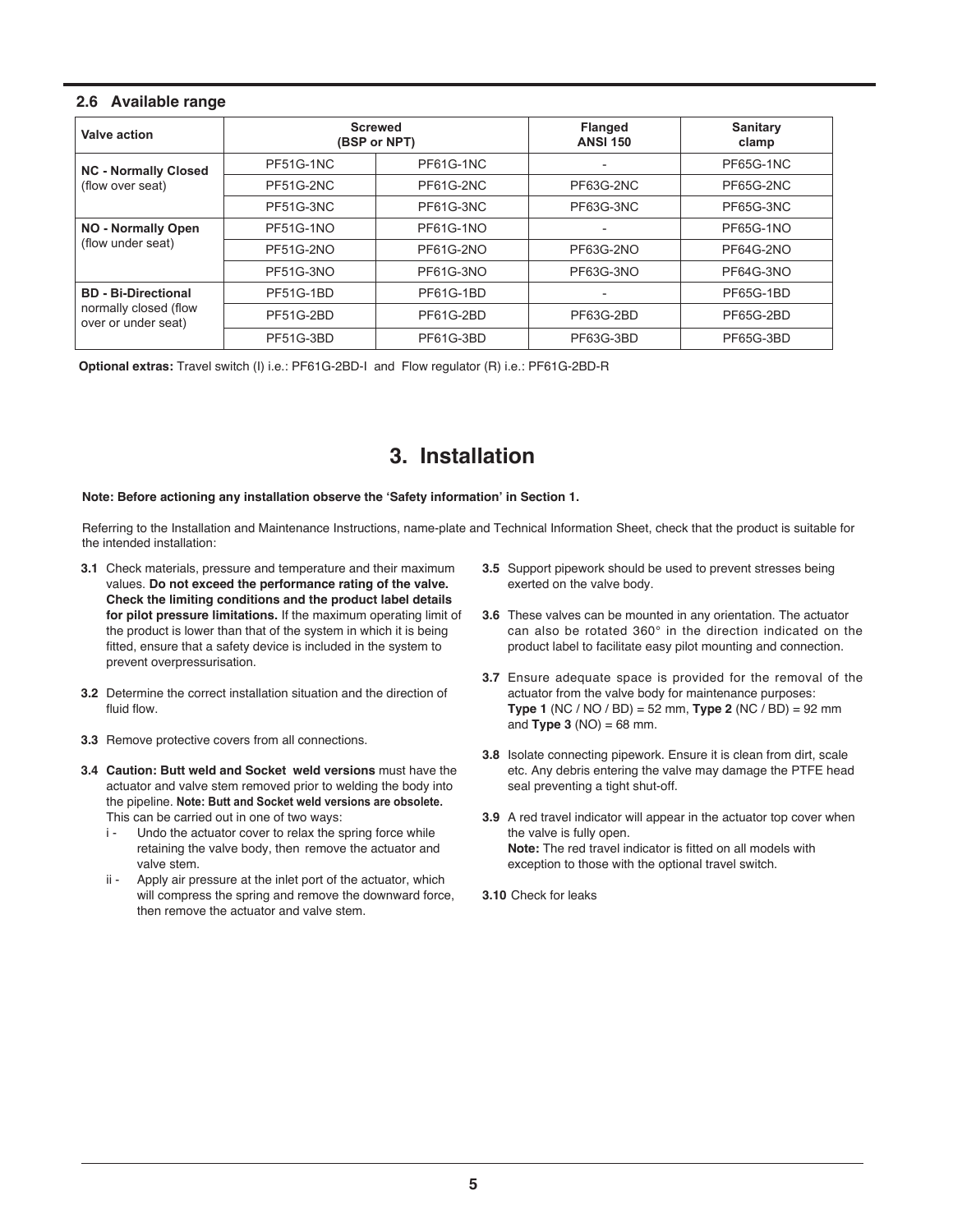### 2.6 Available range

| Valve action | Screwed (BSP or NPT) | | Flanged ANSI 150 | Sanitary clamp |
|---|---|---|---|---|
| **NC - Normally Closed** (flow over seat) | PF51G-1NC | PF61G-1NC | - | PF65G-1NC |
| | PF51G-2NC | PF61G-2NC | PF63G-2NC | PF65G-2NC |
| | PF51G-3NC | PF61G-3NC | PF63G-3NC | PF65G-3NC |
| **NO - Normally Open** (flow under seat) | PF51G-1NO | PF61G-1NO | - | PF65G-1NO |
| | PF51G-2NO | PF61G-2NO | PF63G-2NO | PF64G-2NO |
| | PF51G-3NO | PF61G-3NO | PF63G-3NO | PF64G-3NO |
| **BD - Bi-Directional** normally closed (flow over or under seat) | PF51G-1BD | PF61G-1BD | - | PF65G-1BD |
| | PF51G-2BD | PF61G-2BD | PF63G-2BD | PF65G-2BD |
| | PF51G-3BD | PF61G-3BD | PF63G-3BD | PF65G-3BD |

**Optional extras:** Travel switch (I) i.e.: PF61G-2BD-I and Flow regulator (R) i.e.: PF61G-2BD-R

# 3. Installation

**Note: Before actioning any installation observe the 'Safety information' in Section 1.**

Referring to the Installation and Maintenance Instructions, name-plate and Technical Information Sheet, check that the product is suitable for the intended installation:

**3.1** Check materials, pressure and temperature and their maximum values. **Do not exceed the performance rating of the valve. Check the limiting conditions and the product label details for pilot pressure limitations.** If the maximum operating limit of the product is lower than that of the system in which it is being fitted, ensure that a safety device is included in the system to prevent overpressurisation.

**3.2** Determine the correct installation situation and the direction of fluid flow.

**3.3** Remove protective covers from all connections.

**3.4** **Caution: Butt weld and Socket weld versions** must have the actuator and valve stem removed prior to welding the body into the pipeline. **Note: Butt and Socket weld versions are obsolete.** This can be carried out in one of two ways:

i - Undo the actuator cover to relax the spring force while retaining the valve body, then remove the actuator and valve stem.

ii - Apply air pressure at the inlet port of the actuator, which will compress the spring and remove the downward force, then remove the actuator and valve stem.

**3.5** Support pipework should be used to prevent stresses being exerted on the valve body.

**3.6** These valves can be mounted in any orientation. The actuator can also be rotated 360° in the direction indicated on the product label to facilitate easy pilot mounting and connection.

**3.7** Ensure adequate space is provided for the removal of the actuator from the valve body for maintenance purposes: **Type 1** (NC / NO / BD) = 52 mm, **Type 2** (NC / BD) = 92 mm and **Type 3** (NO) = 68 mm.

**3.8** Isolate connecting pipework. Ensure it is clean from dirt, scale etc. Any debris entering the valve may damage the PTFE head seal preventing a tight shut-off.

**3.9** A red travel indicator will appear in the actuator top cover when the valve is fully open.
**Note:** The red travel indicator is fitted on all models with exception to those with the optional travel switch.

**3.10** Check for leaks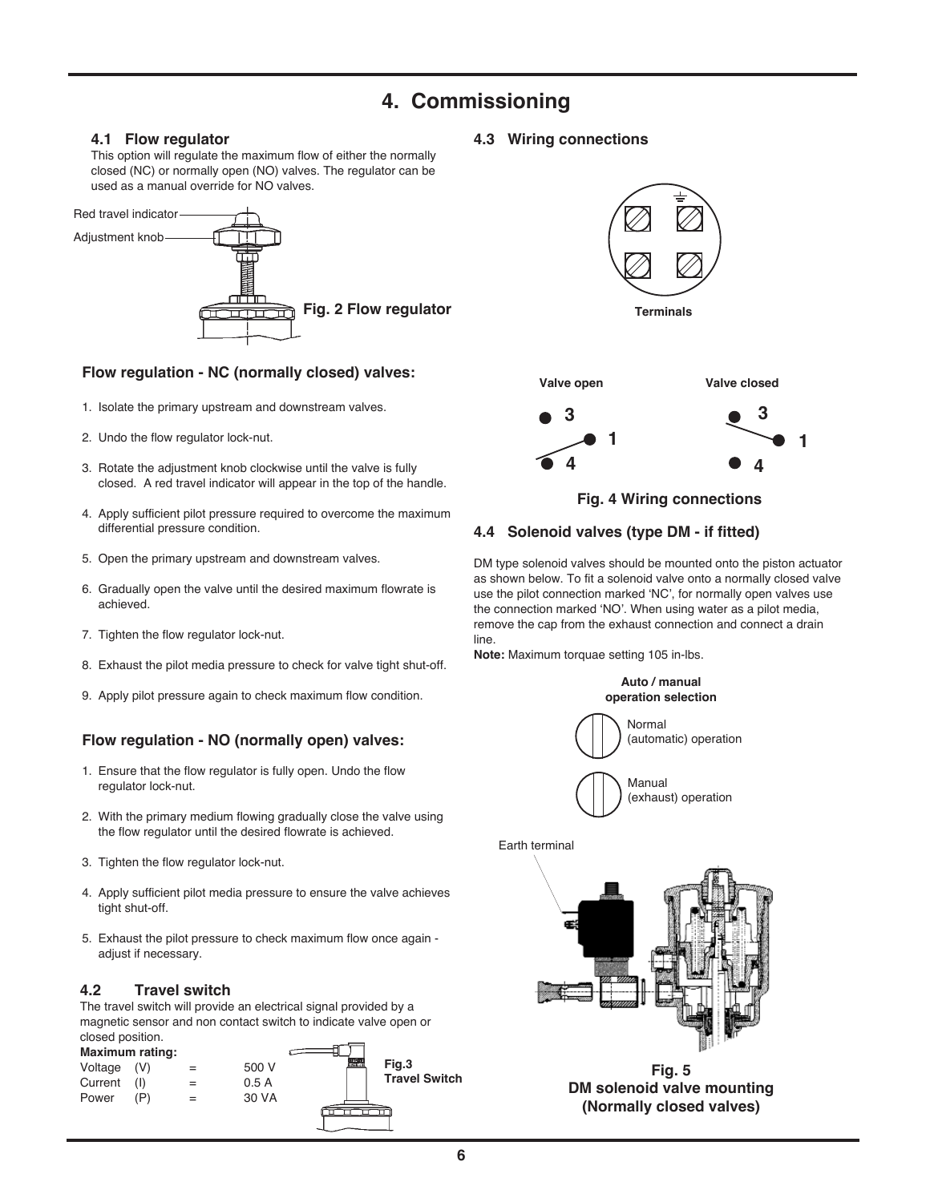# 4. Commissioning

## 4.1 Flow regulator

This option will regulate the maximum flow of either the normally closed (NC) or normally open (NO) valves. The regulator can be used as a manual override for NO valves.

Red travel indicator

Adjustment knob

**Fig. 2 Flow regulator**

### Flow regulation - NC (normally closed) valves:

1. Isolate the primary upstream and downstream valves.
2. Undo the flow regulator lock-nut.
3. Rotate the adjustment knob clockwise until the valve is fully closed. A red travel indicator will appear in the top of the handle.
4. Apply sufficient pilot pressure required to overcome the maximum differential pressure condition.
5. Open the primary upstream and downstream valves.
6. Gradually open the valve until the desired maximum flowrate is achieved.
7. Tighten the flow regulator lock-nut.
8. Exhaust the pilot media pressure to check for valve tight shut-off.
9. Apply pilot pressure again to check maximum flow condition.

### Flow regulation - NO (normally open) valves:

1. Ensure that the flow regulator is fully open. Undo the flow regulator lock-nut.
2. With the primary medium flowing gradually close the valve using the flow regulator until the desired flowrate is achieved.
3. Tighten the flow regulator lock-nut.
4. Apply sufficient pilot media pressure to ensure the valve achieves tight shut-off.
5. Exhaust the pilot pressure to check maximum flow once again - adjust if necessary.

## 4.2 Travel switch

The travel switch will provide an electrical signal provided by a magnetic sensor and non contact switch to indicate valve open or closed position.

**Maximum rating:**

| | | | |
|---|---|---|---|
| Voltage | (V) | = | 500 V |
| Current | (I) | = | 0.5 A |
| Power | (P) | = | 30 VA |

**Fig.3 Travel Switch**

## 4.3 Wiring connections

**Terminals**

**Valve open** **Valve closed**

3 1 4 3 1 4

**Fig. 4 Wiring connections**

## 4.4 Solenoid valves (type DM - if fitted)

DM type solenoid valves should be mounted onto the piston actuator as shown below. To fit a solenoid valve onto a normally closed valve use the pilot connection marked 'NC', for normally open valves use the connection marked 'NO'. When using water as a pilot media, remove the cap from the exhaust connection and connect a drain line.

**Note:** Maximum torquae setting 105 in-lbs.

**Auto / manual operation selection**

Normal (automatic) operation

Manual (exhaust) operation

Earth terminal

**Fig. 5 DM solenoid valve mounting (Normally closed valves)**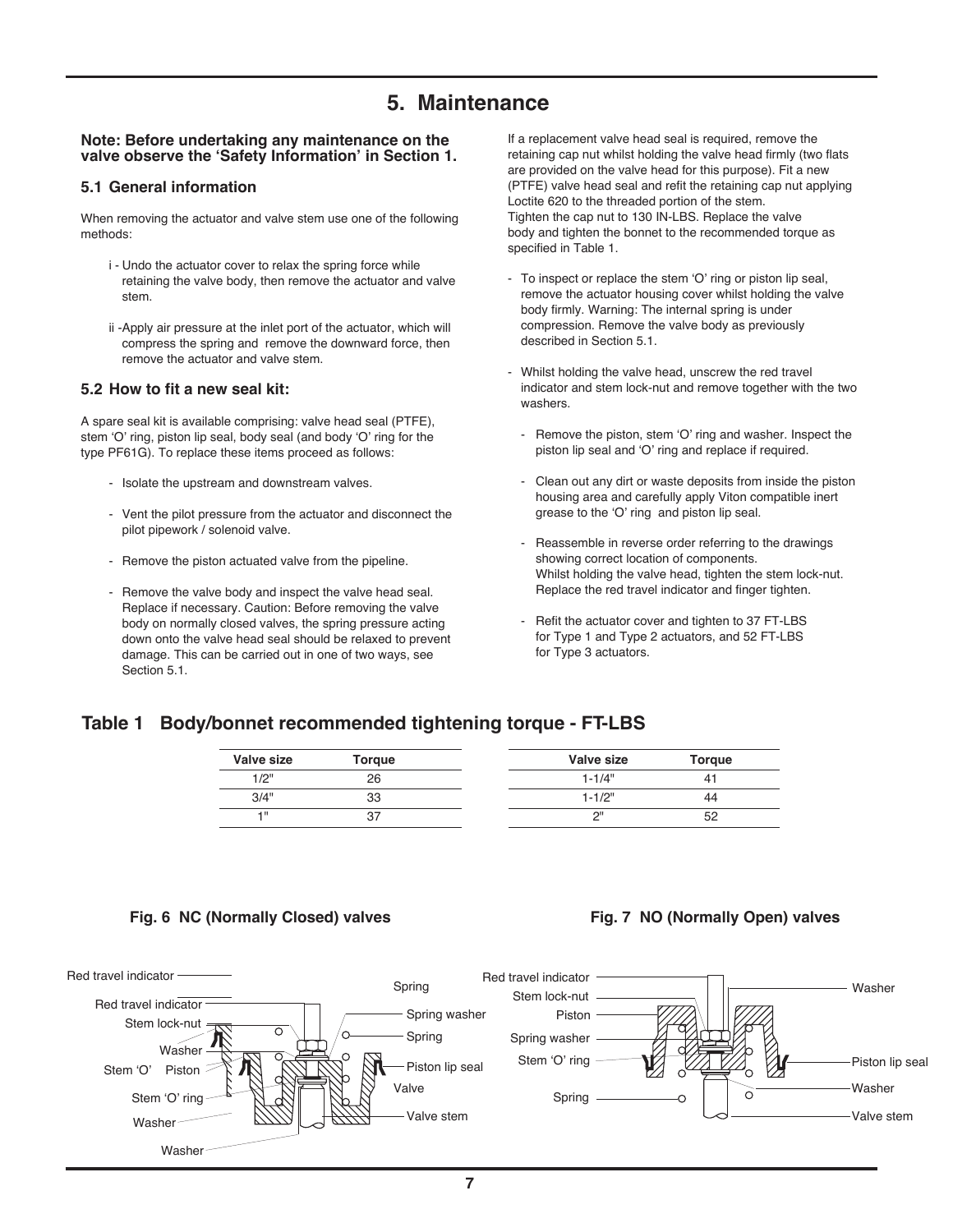# 5. Maintenance

**Note: Before undertaking any maintenance on the valve observe the 'Safety Information' in Section 1.**

## 5.1 General information

When removing the actuator and valve stem use one of the following methods:

i - Undo the actuator cover to relax the spring force while retaining the valve body, then remove the actuator and valve stem.

ii -Apply air pressure at the inlet port of the actuator, which will compress the spring and remove the downward force, then remove the actuator and valve stem.

## 5.2 How to fit a new seal kit:

A spare seal kit is available comprising: valve head seal (PTFE), stem 'O' ring, piston lip seal, body seal (and body 'O' ring for the type PF61G). To replace these items proceed as follows:

- Isolate the upstream and downstream valves.
- Vent the pilot pressure from the actuator and disconnect the pilot pipework / solenoid valve.
- Remove the piston actuated valve from the pipeline.
- Remove the valve body and inspect the valve head seal. Replace if necessary. Caution: Before removing the valve body on normally closed valves, the spring pressure acting down onto the valve head seal should be relaxed to prevent damage. This can be carried out in one of two ways, see Section 5.1.

If a replacement valve head seal is required, remove the retaining cap nut whilst holding the valve head firmly (two flats are provided on the valve head for this purpose). Fit a new (PTFE) valve head seal and refit the retaining cap nut applying Loctite 620 to the threaded portion of the stem.
Tighten the cap nut to 130 IN-LBS. Replace the valve body and tighten the bonnet to the recommended torque as specified in Table 1.

- To inspect or replace the stem 'O' ring or piston lip seal, remove the actuator housing cover whilst holding the valve body firmly. Warning: The internal spring is under compression. Remove the valve body as previously described in Section 5.1.
- Whilst holding the valve head, unscrew the red travel indicator and stem lock-nut and remove together with the two washers.
  - Remove the piston, stem 'O' ring and washer. Inspect the piston lip seal and 'O' ring and replace if required.
  - Clean out any dirt or waste deposits from inside the piston housing area and carefully apply Viton compatible inert grease to the 'O' ring and piston lip seal.
  - Reassemble in reverse order referring to the drawings showing correct location of components.
    Whilst holding the valve head, tighten the stem lock-nut. Replace the red travel indicator and finger tighten.
  - Refit the actuator cover and tighten to 37 FT-LBS for Type 1 and Type 2 actuators, and 52 FT-LBS for Type 3 actuators.

## Table 1 Body/bonnet recommended tightening torque - FT-LBS

| Valve size | Torque | Valve size | Torque |
|---|---|---|---|
| 1/2" | 26 | 1-1/4" | 41 |
| 3/4" | 33 | 1-1/2" | 44 |
| 1" | 37 | 2" | 52 |

**Fig. 6 NC (Normally Closed) valves**

Red travel indicator, Red travel indicator, Stem lock-nut, Washer, Stem 'O', Piston, Stem 'O' ring, Washer, Washer, Spring, Spring washer, Spring, Piston lip seal, Valve, Valve stem

**Fig. 7 NO (Normally Open) valves**

Red travel indicator, Stem lock-nut, Piston, Spring washer, Stem 'O' ring, Spring, Washer, Piston lip seal, Washer, Valve stem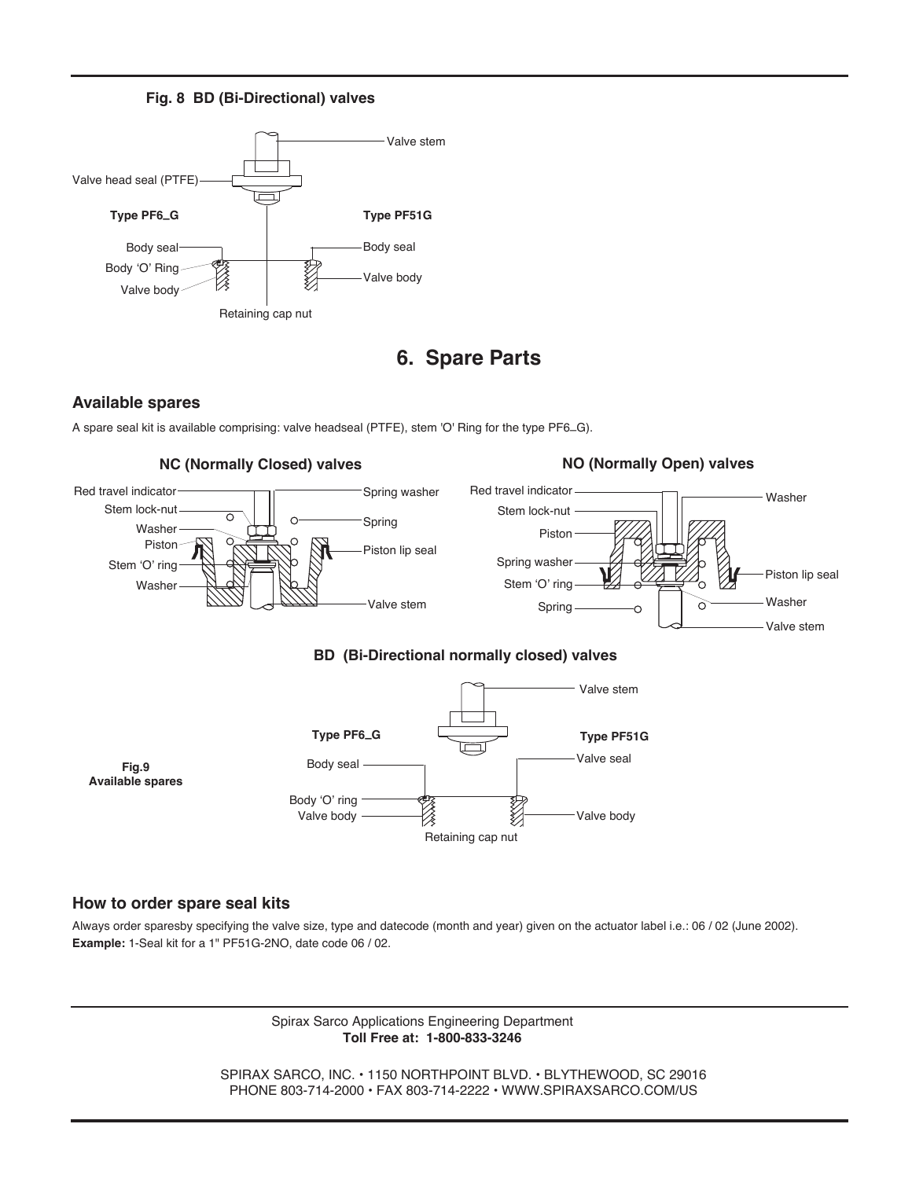**Fig. 8 BD (Bi-Directional) valves**

Valve stem
Valve head seal (PTFE)
Type PF6_G
Type PF51G
Body seal
Body 'O' Ring
Valve body
Body seal
Valve body
Retaining cap nut

## 6. Spare Parts

### Available spares

A spare seal kit is available comprising: valve headseal (PTFE), stem 'O' Ring for the type PF6_G).

**NC (Normally Closed) valves**

Red travel indicator
Stem lock-nut
Washer
Piston
Stem 'O' ring
Washer
Spring washer
Spring
Piston lip seal
Valve stem

**NO (Normally Open) valves**

Red travel indicator
Stem lock-nut
Piston
Spring washer
Stem 'O' ring
Spring
Washer
Piston lip seal
Washer
Valve stem

**BD (Bi-Directional normally closed) valves**

Valve stem
Type PF6_G
Type PF51G
Body seal
Valve seal
Body 'O' ring
Valve body
Valve body
Retaining cap nut

**Fig.9**
**Available spares**

### How to order spare seal kits

Always order sparesby specifying the valve size, type and datecode (month and year) given on the actuator label i.e.: 06 / 02 (June 2002).
**Example:** 1-Seal kit for a 1" PF51G-2NO, date code 06 / 02.

Spirax Sarco Applications Engineering Department
**Toll Free at: 1-800-833-3246**

SPIRAX SARCO, INC. • 1150 NORTHPOINT BLVD. • BLYTHEWOOD, SC 29016
PHONE 803-714-2000 • FAX 803-714-2222 • WWW.SPIRAXSARCO.COM/US